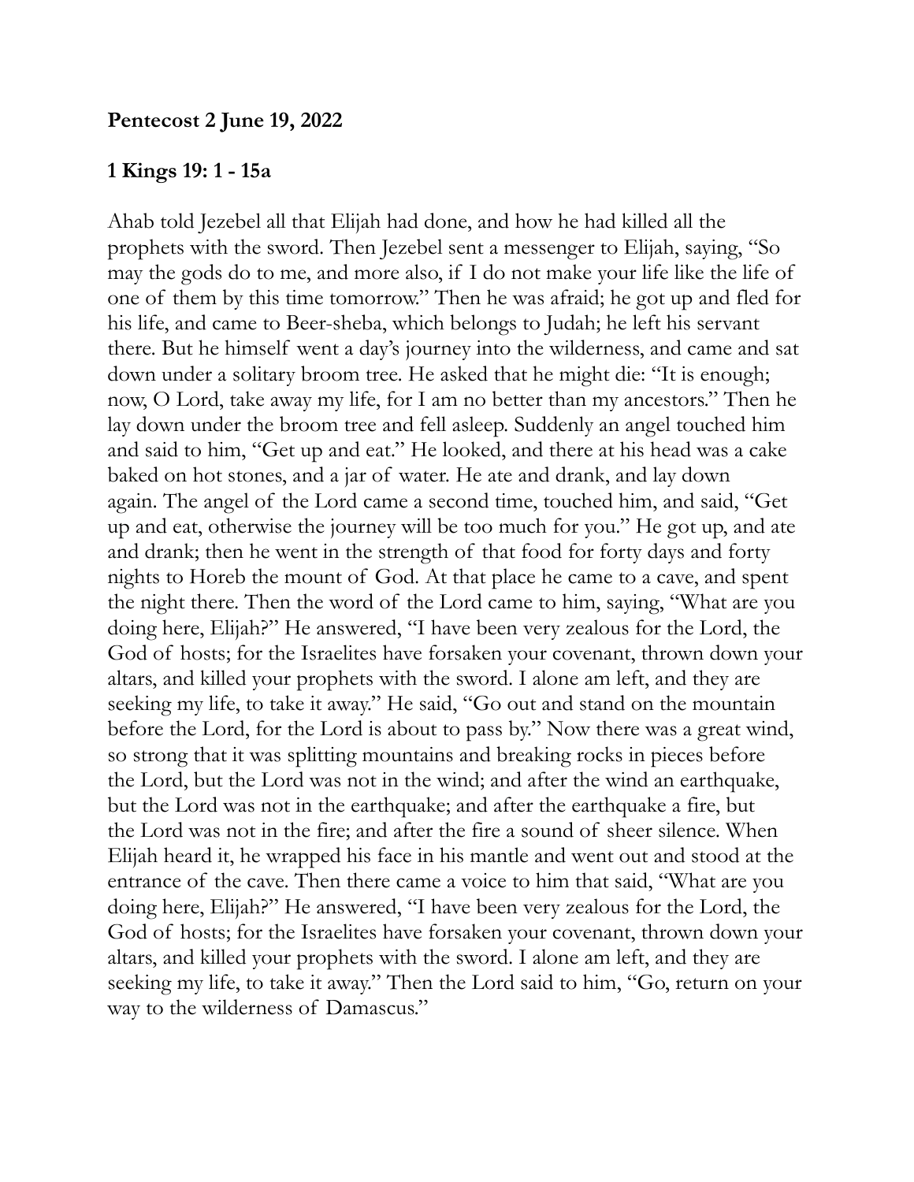**Pentecost 2 June 19, 2022**

**1 Kings 19: 1 - 15a**

Ahab told Jezebel all that Elijah had done, and how he had killed all the prophets with the sword. Then Jezebel sent a messenger to Elijah, saying, "So may the gods do to me, and more also, if I do not make your life like the life of one of them by this time tomorrow." Then he was afraid; he got up and fled for his life, and came to Beer-sheba, which belongs to Judah; he left his servant there. But he himself went a day's journey into the wilderness, and came and sat down under a solitary broom tree. He asked that he might die: "It is enough; now, O Lord, take away my life, for I am no better than my ancestors." Then he lay down under the broom tree and fell asleep. Suddenly an angel touched him and said to him, "Get up and eat." He looked, and there at his head was a cake baked on hot stones, and a jar of water. He ate and drank, and lay down again. The angel of the Lord came a second time, touched him, and said, "Get up and eat, otherwise the journey will be too much for you." He got up, and ate and drank; then he went in the strength of that food for forty days and forty nights to Horeb the mount of God. At that place he came to a cave, and spent the night there. Then the word of the Lord came to him, saying, "What are you doing here, Elijah?" He answered, "I have been very zealous for the Lord, the God of hosts; for the Israelites have forsaken your covenant, thrown down your altars, and killed your prophets with the sword. I alone am left, and they are seeking my life, to take it away." He said, "Go out and stand on the mountain before the Lord, for the Lord is about to pass by." Now there was a great wind, so strong that it was splitting mountains and breaking rocks in pieces before the Lord, but the Lord was not in the wind; and after the wind an earthquake, but the Lord was not in the earthquake; and after the earthquake a fire, but the Lord was not in the fire; and after the fire a sound of sheer silence. When Elijah heard it, he wrapped his face in his mantle and went out and stood at the entrance of the cave. Then there came a voice to him that said, "What are you doing here, Elijah?" He answered, "I have been very zealous for the Lord, the God of hosts; for the Israelites have forsaken your covenant, thrown down your altars, and killed your prophets with the sword. I alone am left, and they are seeking my life, to take it away." Then the Lord said to him, "Go, return on your way to the wilderness of Damascus."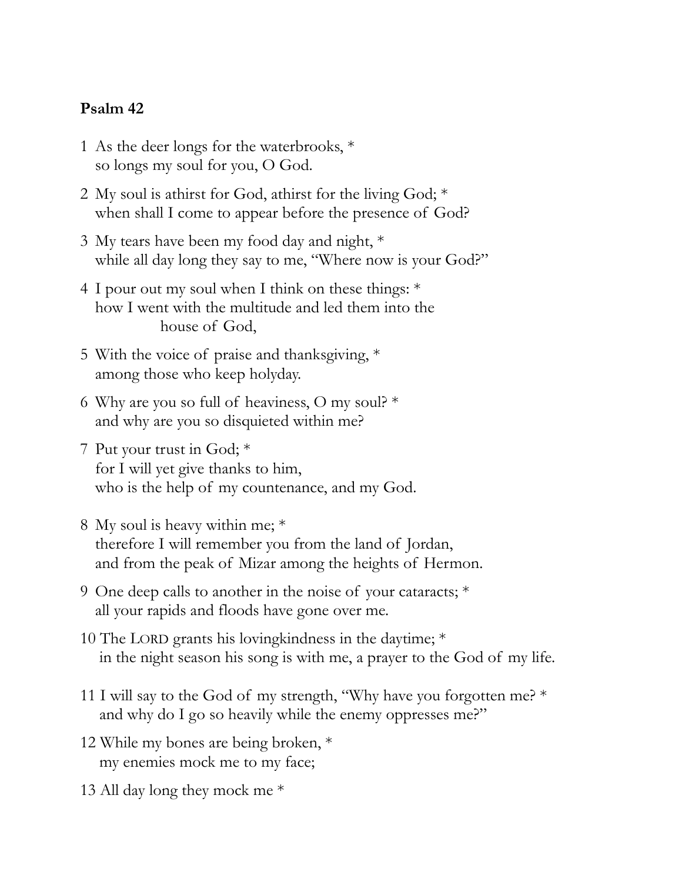**Psalm 42**

1 As the deer longs for the waterbrooks, *
so longs my soul for you, O God.

2 My soul is athirst for God, athirst for the living God; *
when shall I come to appear before the presence of God?

3 My tears have been my food day and night, *
while all day long they say to me, "Where now is your God?"

4 I pour out my soul when I think on these things: *
how I went with the multitude and led them into the
house of God,

5 With the voice of praise and thanksgiving, *
among those who keep holyday.

6 Why are you so full of heaviness, O my soul? *
and why are you so disquieted within me?

7 Put your trust in God; *
for I will yet give thanks to him,
who is the help of my countenance, and my God.

8 My soul is heavy within me; *
therefore I will remember you from the land of Jordan,
and from the peak of Mizar among the heights of Hermon.

9 One deep calls to another in the noise of your cataracts; *
all your rapids and floods have gone over me.

10 The LORD grants his lovingkindness in the daytime; *
in the night season his song is with me, a prayer to the God of my life.

11 I will say to the God of my strength, "Why have you forgotten me? *
and why do I go so heavily while the enemy oppresses me?"

12 While my bones are being broken, *
my enemies mock me to my face;

13 All day long they mock me *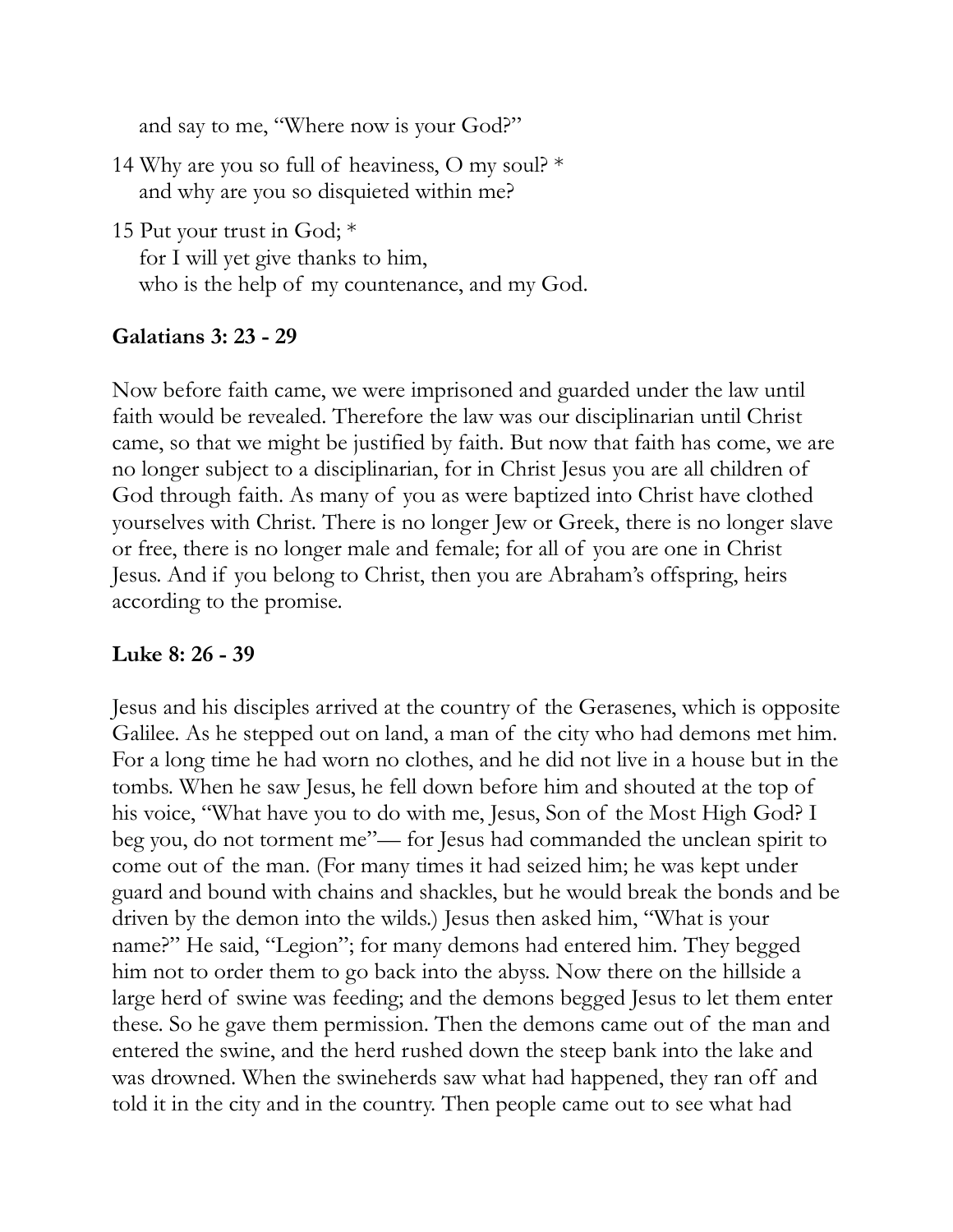and say to me, "Where now is your God?"

14 Why are you so full of heaviness, O my soul? *
  and why are you so disquieted within me?

15 Put your trust in God; *
  for I will yet give thanks to him,
  who is the help of my countenance, and my God.

**Galatians 3: 23 - 29**

Now before faith came, we were imprisoned and guarded under the law until faith would be revealed. Therefore the law was our disciplinarian until Christ came, so that we might be justified by faith. But now that faith has come, we are no longer subject to a disciplinarian, for in Christ Jesus you are all children of God through faith. As many of you as were baptized into Christ have clothed yourselves with Christ. There is no longer Jew or Greek, there is no longer slave or free, there is no longer male and female; for all of you are one in Christ Jesus. And if you belong to Christ, then you are Abraham's offspring, heirs according to the promise.

**Luke 8: 26 - 39**

Jesus and his disciples arrived at the country of the Gerasenes, which is opposite Galilee. As he stepped out on land, a man of the city who had demons met him. For a long time he had worn no clothes, and he did not live in a house but in the tombs. When he saw Jesus, he fell down before him and shouted at the top of his voice, "What have you to do with me, Jesus, Son of the Most High God? I beg you, do not torment me"— for Jesus had commanded the unclean spirit to come out of the man. (For many times it had seized him; he was kept under guard and bound with chains and shackles, but he would break the bonds and be driven by the demon into the wilds.) Jesus then asked him, "What is your name?" He said, "Legion"; for many demons had entered him. They begged him not to order them to go back into the abyss. Now there on the hillside a large herd of swine was feeding; and the demons begged Jesus to let them enter these. So he gave them permission. Then the demons came out of the man and entered the swine, and the herd rushed down the steep bank into the lake and was drowned. When the swineherds saw what had happened, they ran off and told it in the city and in the country. Then people came out to see what had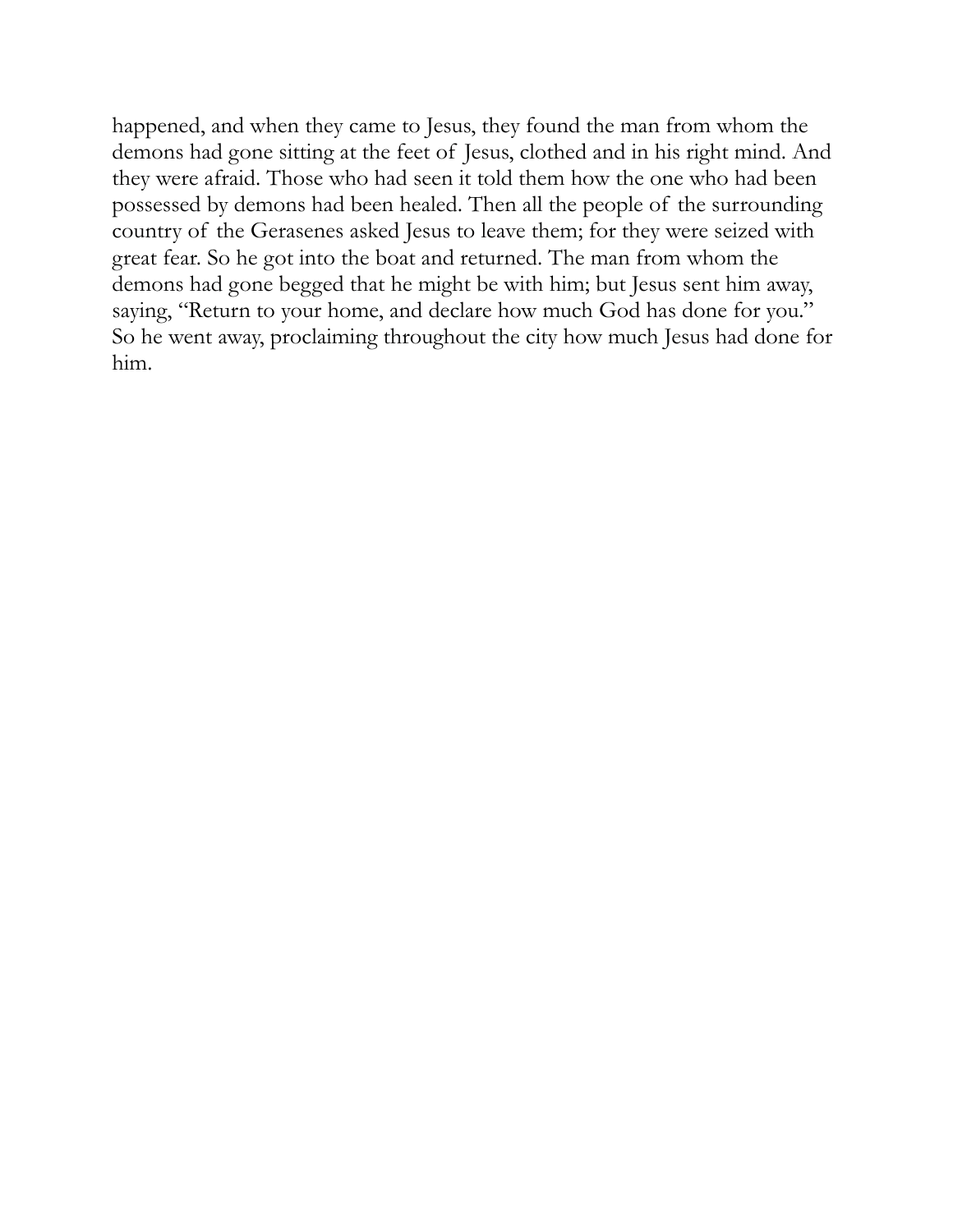happened, and when they came to Jesus, they found the man from whom the demons had gone sitting at the feet of Jesus, clothed and in his right mind. And they were afraid. Those who had seen it told them how the one who had been possessed by demons had been healed. Then all the people of the surrounding country of the Gerasenes asked Jesus to leave them; for they were seized with great fear. So he got into the boat and returned. The man from whom the demons had gone begged that he might be with him; but Jesus sent him away, saying, "Return to your home, and declare how much God has done for you." So he went away, proclaiming throughout the city how much Jesus had done for him.